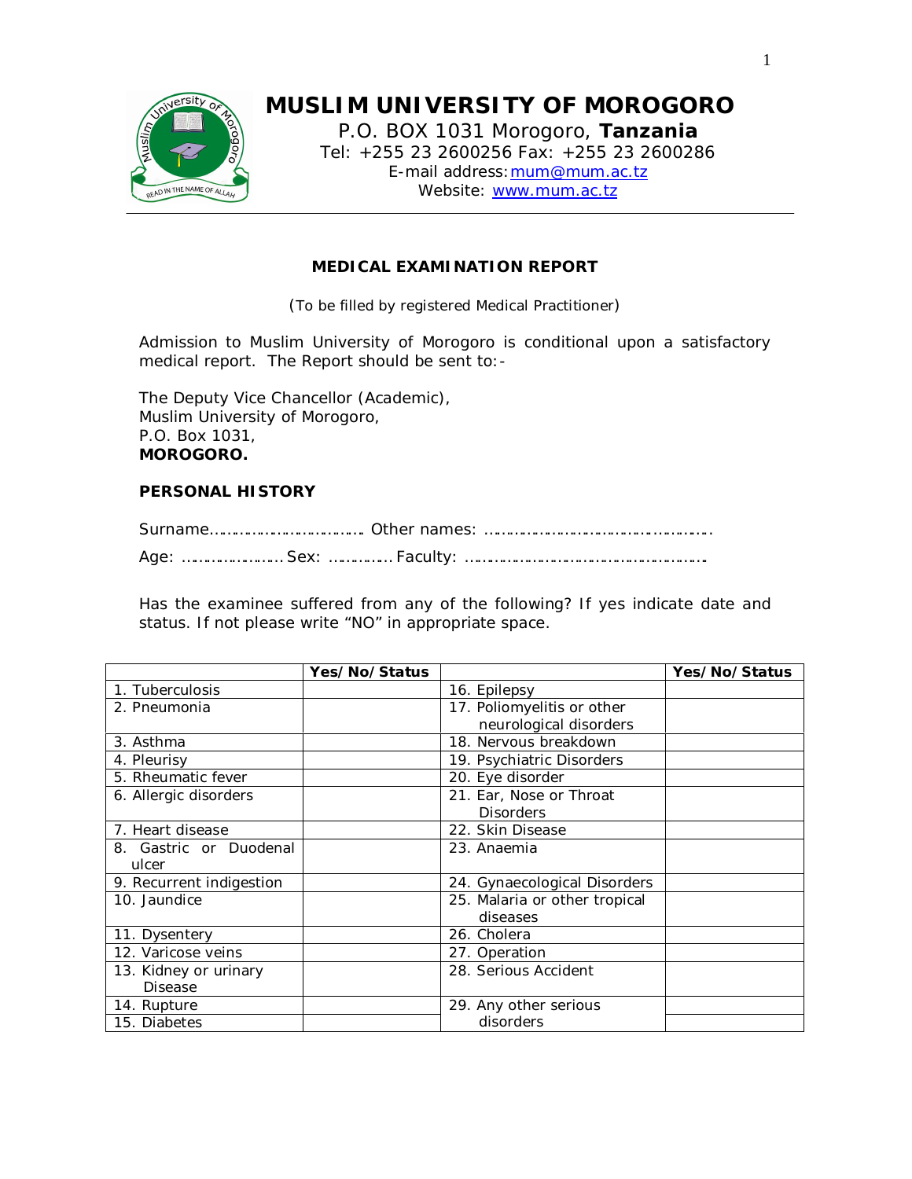# MUSLIM UNIVERSITY OF MOROGORO

P.O. BOX 1031 Morogoro, **Tanzania**
Tel: +255 23 2600256 Fax: +255 23 2600286
E-mail address: mum@mum.ac.tz
Website: www.mum.ac.tz

## MEDICAL EXAMINATION REPORT

(To be filled by registered Medical Practitioner)

Admission to Muslim University of Morogoro is conditional upon a satisfactory medical report. The Report should be sent to:-

The Deputy Vice Chancellor (Academic),
Muslim University of Morogoro,
P.O. Box 1031,
**MOROGORO.**

### PERSONAL HISTORY

Surname……………………………… Other names: ……………………………………………

Age: …………………… Sex: …………… Faculty: ……………………………………………

Has the examinee suffered from any of the following? If yes indicate date and status. If not please write "NO" in appropriate space.

| | Yes/No/Status | | Yes/No/Status |
|---|---|---|---|
| 1. Tuberculosis | | 16. Epilepsy | |
| 2. Pneumonia | | 17. Poliomyelitis or other neurological disorders | |
| 3. Asthma | | 18. Nervous breakdown | |
| 4. Pleurisy | | 19. Psychiatric Disorders | |
| 5. Rheumatic fever | | 20. Eye disorder | |
| 6. Allergic disorders | | 21. Ear, Nose or Throat Disorders | |
| 7. Heart disease | | 22. Skin Disease | |
| 8. Gastric or Duodenal ulcer | | 23. Anaemia | |
| 9. Recurrent indigestion | | 24. Gynaecological Disorders | |
| 10. Jaundice | | 25. Malaria or other tropical diseases | |
| 11. Dysentery | | 26. Cholera | |
| 12. Varicose veins | | 27. Operation | |
| 13. Kidney or urinary Disease | | 28. Serious Accident | |
| 14. Rupture | | 29. Any other serious disorders | |
| 15. Diabetes | | | |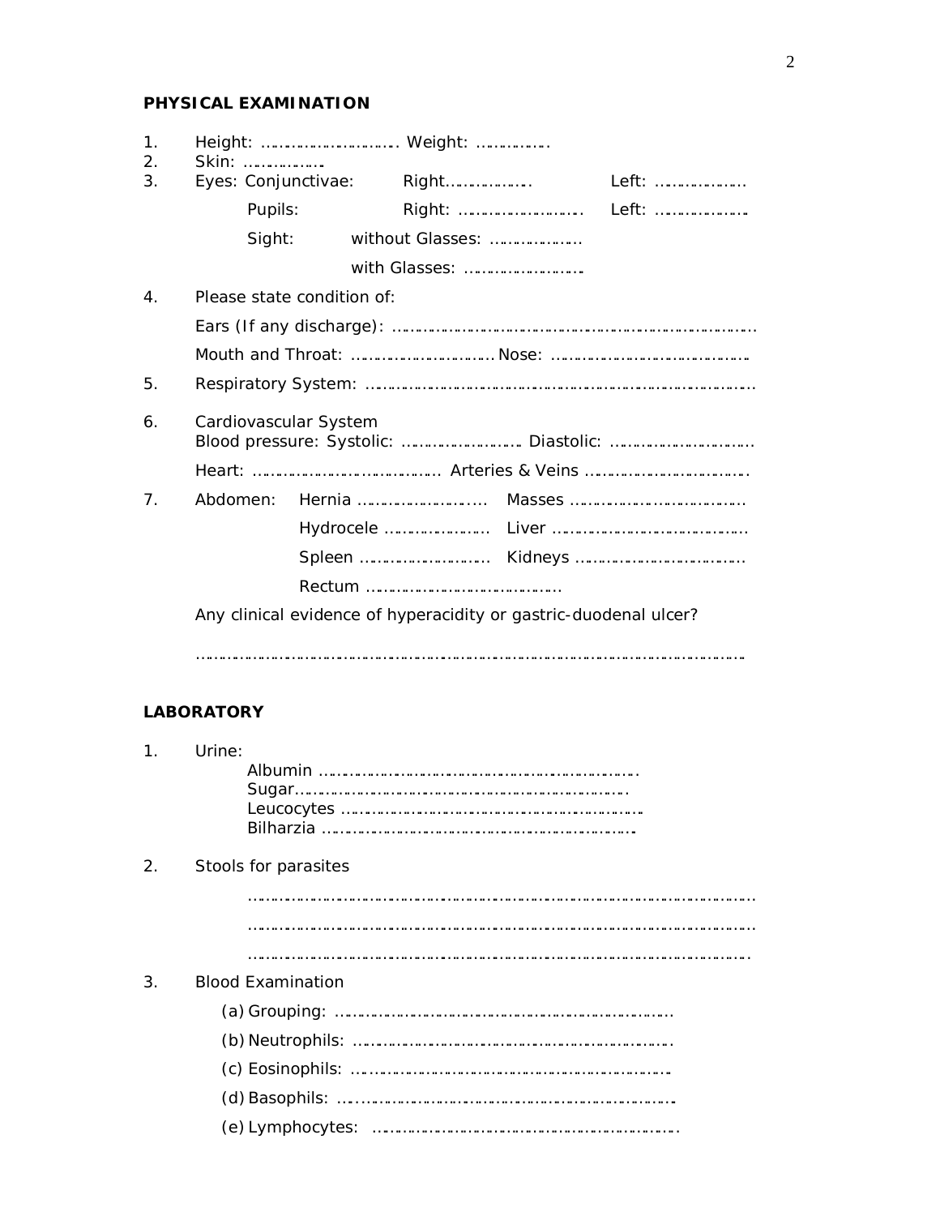## PHYSICAL EXAMINATION

1. Height: ………………………… Weight: ……………
2. Skin: ……………
3. Eyes: Conjunctivae: Right……………… Left: ………………

   Pupils: Right: …………………… Left: ………………

   Sight: without Glasses: ………………

   with Glasses: ……………………

4. Please state condition of:

   Ears (If any discharge): ……………………………………………………………………

   Mouth and Throat: ………………………… Nose: …………………………………

5. Respiratory System: ……………………………………………………………………

6. Cardiovascular System

   Blood pressure: Systolic: …………………… Diastolic: …………………………

   Heart: ………………………………… Arteries & Veins ……………………………

7. Abdomen: Hernia …………………… Masses ………………………………

   Hydrocele ………………… Liver …………………………………

   Spleen …………………… Kidneys ……………………………

   Rectum …………………………………

   Any clinical evidence of hyperacidity or gastric-duodenal ulcer?

   ……………………………………………………………………………………………

## LABORATORY

1. Urine:

   Albumin ……………………………………………………………

   Sugar……………………………………………………………

   Leucocytes ……………………………………………………………

   Bilharzia …………………………………………………………

2. Stools for parasites

   ……………………………………………………………………………………

   ……………………………………………………………………………………

   ……………………………………………………………………………………

3. Blood Examination

   (a) Grouping: ……………………………………………………………

   (b) Neutrophils: ……………………………………………………………

   (c) Eosinophils: ……………………………………………………………

   (d) Basophils: ……………………………………………………………

   (e) Lymphocytes: ……………………………………………………………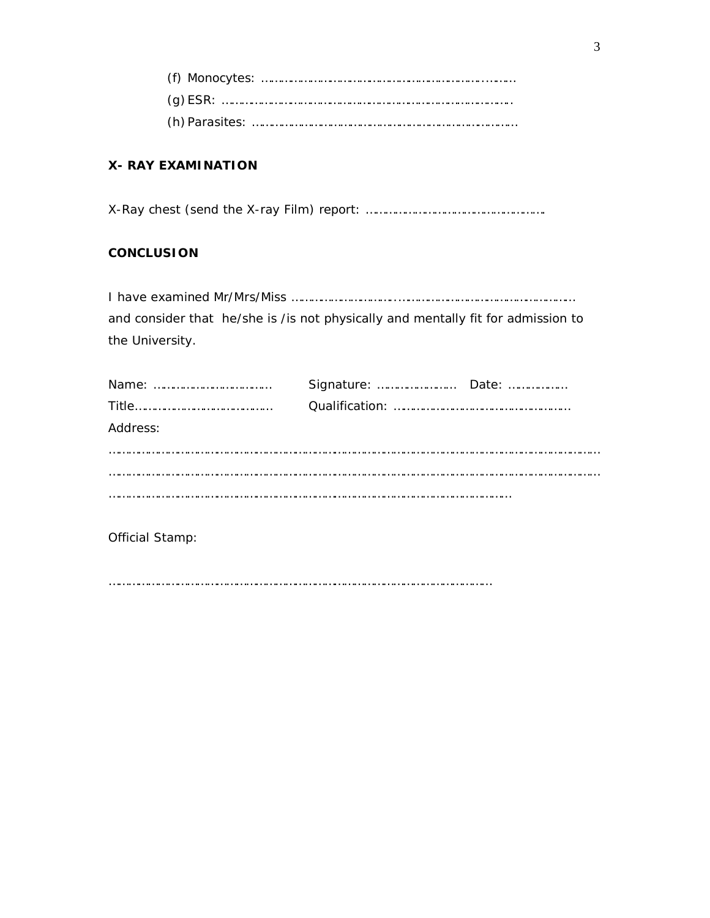(f) Monocytes: ……………………………………………………………………

(g) ESR: ………………………………………………………………………….

(h) Parasites: …………………………………………………………………

**X- RAY EXAMINATION**

X-Ray chest (send the X-ray Film) report: ……………………………………………

**CONCLUSION**

I have examined Mr/Mrs/Miss ……………………………………………………………………
and consider that he/she is /is not physically and mentally fit for admission to the University.

Name: ……………………………… Signature: ………………… Date: ………………

Title…………………………………… Qualification: ……………………………………………

Address:

……………………………………………………………………………………………………………………
……………………………………………………………………………………………………………………
…………………………………………………………………………………………………

Official Stamp:

………………………………………………………………………………………………